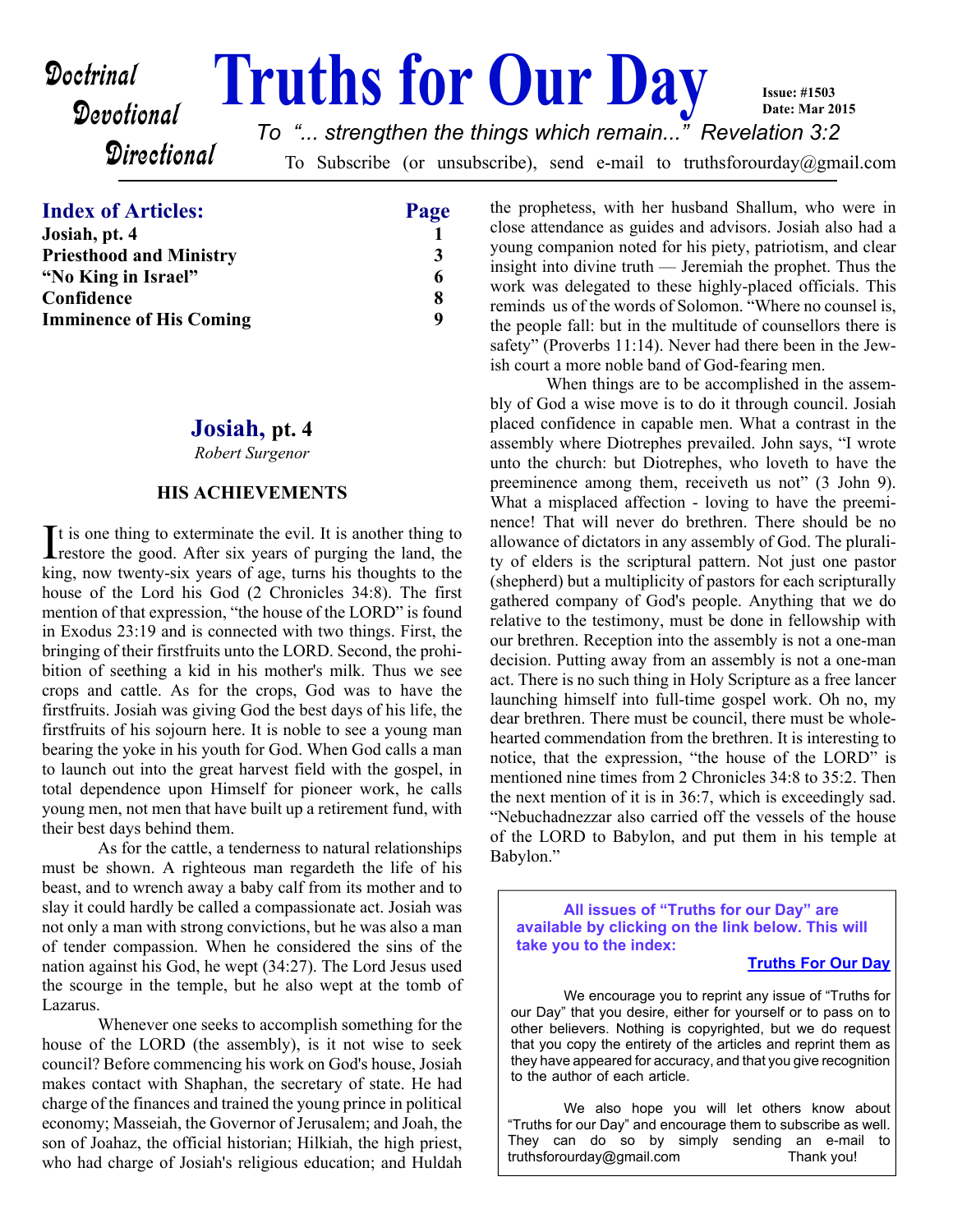Doctrinal
Devotional
Directional

# Truths for Our Day

**Issue: #1503**
**Date: Mar 2015**

*To "... strengthen the things which remain..." Revelation 3:2*

To Subscribe (or unsubscribe), send e-mail to truthsforourday@gmail.com

## Index of Articles:

| Article | Page |
|---|---|
| **Josiah, pt. 4** | **1** |
| **Priesthood and Ministry** | **3** |
| **"No King in Israel"** | **6** |
| **Confidence** | **8** |
| **Imminence of His Coming** | **9** |

## Josiah, pt. 4

*Robert Surgenor*

### HIS ACHIEVEMENTS

It is one thing to exterminate the evil. It is another thing to restore the good. After six years of purging the land, the king, now twenty-six years of age, turns his thoughts to the house of the Lord his God (2 Chronicles 34:8). The first mention of that expression, "the house of the LORD" is found in Exodus 23:19 and is connected with two things. First, the bringing of their firstfruits unto the LORD. Second, the prohibition of seething a kid in his mother's milk. Thus we see crops and cattle. As for the crops, God was to have the firstfruits. Josiah was giving God the best days of his life, the firstfruits of his sojourn here. It is noble to see a young man bearing the yoke in his youth for God. When God calls a man to launch out into the great harvest field with the gospel, in total dependence upon Himself for pioneer work, he calls young men, not men that have built up a retirement fund, with their best days behind them.

As for the cattle, a tenderness to natural relationships must be shown. A righteous man regardeth the life of his beast, and to wrench away a baby calf from its mother and to slay it could hardly be called a compassionate act. Josiah was not only a man with strong convictions, but he was also a man of tender compassion. When he considered the sins of the nation against his God, he wept (34:27). The Lord Jesus used the scourge in the temple, but he also wept at the tomb of Lazarus.

Whenever one seeks to accomplish something for the house of the LORD (the assembly), is it not wise to seek council? Before commencing his work on God's house, Josiah makes contact with Shaphan, the secretary of state. He had charge of the finances and trained the young prince in political economy; Masseiah, the Governor of Jerusalem; and Joah, the son of Joahaz, the official historian; Hilkiah, the high priest, who had charge of Josiah's religious education; and Huldah the prophetess, with her husband Shallum, who were in close attendance as guides and advisors. Josiah also had a young companion noted for his piety, patriotism, and clear insight into divine truth — Jeremiah the prophet. Thus the work was delegated to these highly-placed officials. This reminds us of the words of Solomon. "Where no counsel is, the people fall: but in the multitude of counsellors there is safety" (Proverbs 11:14). Never had there been in the Jewish court a more noble band of God-fearing men.

When things are to be accomplished in the assembly of God a wise move is to do it through council. Josiah placed confidence in capable men. What a contrast in the assembly where Diotrephes prevailed. John says, "I wrote unto the church: but Diotrephes, who loveth to have the preeminence among them, receiveth us not" (3 John 9). What a misplaced affection - loving to have the preeminence! That will never do brethren. There should be no allowance of dictators in any assembly of God. The plurality of elders is the scriptural pattern. Not just one pastor (shepherd) but a multiplicity of pastors for each scripturally gathered company of God's people. Anything that we do relative to the testimony, must be done in fellowship with our brethren. Reception into the assembly is not a one-man decision. Putting away from an assembly is not a one-man act. There is no such thing in Holy Scripture as a free lancer launching himself into full-time gospel work. Oh no, my dear brethren. There must be council, there must be wholehearted commendation from the brethren. It is interesting to notice, that the expression, "the house of the LORD" is mentioned nine times from 2 Chronicles 34:8 to 35:2. Then the next mention of it is in 36:7, which is exceedingly sad. "Nebuchadnezzar also carried off the vessels of the house of the LORD to Babylon, and put them in his temple at Babylon."

**All issues of "Truths for our Day" are available by clicking on the link below. This will take you to the index:**

**Truths For Our Day**

We encourage you to reprint any issue of "Truths for our Day" that you desire, either for yourself or to pass on to other believers. Nothing is copyrighted, but we do request that you copy the entirety of the articles and reprint them as they have appeared for accuracy, and that you give recognition to the author of each article.

We also hope you will let others know about "Truths for our Day" and encourage them to subscribe as well. They can do so by simply sending an e-mail to truthsforourday@gmail.com Thank you!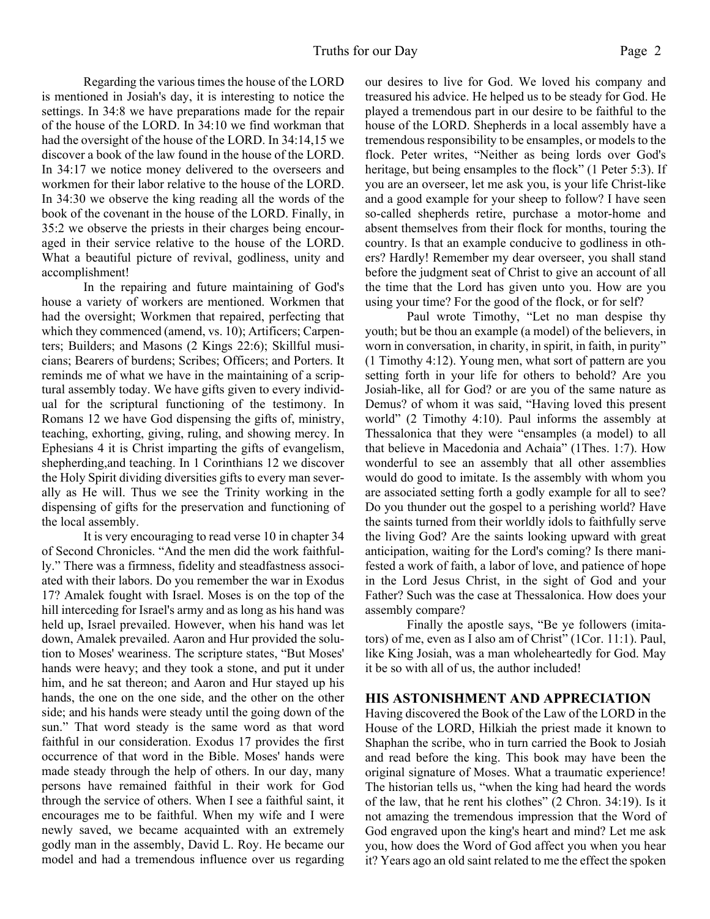Regarding the various times the house of the LORD is mentioned in Josiah's day, it is interesting to notice the settings. In 34:8 we have preparations made for the repair of the house of the LORD. In 34:10 we find workman that had the oversight of the house of the LORD. In 34:14,15 we discover a book of the law found in the house of the LORD. In 34:17 we notice money delivered to the overseers and workmen for their labor relative to the house of the LORD. In 34:30 we observe the king reading all the words of the book of the covenant in the house of the LORD. Finally, in 35:2 we observe the priests in their charges being encouraged in their service relative to the house of the LORD. What a beautiful picture of revival, godliness, unity and accomplishment!

In the repairing and future maintaining of God's house a variety of workers are mentioned. Workmen that had the oversight; Workmen that repaired, perfecting that which they commenced (amend, vs. 10); Artificers; Carpenters; Builders; and Masons (2 Kings 22:6); Skillful musicians; Bearers of burdens; Scribes; Officers; and Porters. It reminds me of what we have in the maintaining of a scriptural assembly today. We have gifts given to every individual for the scriptural functioning of the testimony. In Romans 12 we have God dispensing the gifts of, ministry, teaching, exhorting, giving, ruling, and showing mercy. In Ephesians 4 it is Christ imparting the gifts of evangelism, shepherding,and teaching. In 1 Corinthians 12 we discover the Holy Spirit dividing diversities gifts to every man severally as He will. Thus we see the Trinity working in the dispensing of gifts for the preservation and functioning of the local assembly.

It is very encouraging to read verse 10 in chapter 34 of Second Chronicles. "And the men did the work faithfully." There was a firmness, fidelity and steadfastness associated with their labors. Do you remember the war in Exodus 17? Amalek fought with Israel. Moses is on the top of the hill interceding for Israel's army and as long as his hand was held up, Israel prevailed. However, when his hand was let down, Amalek prevailed. Aaron and Hur provided the solution to Moses' weariness. The scripture states, "But Moses' hands were heavy; and they took a stone, and put it under him, and he sat thereon; and Aaron and Hur stayed up his hands, the one on the one side, and the other on the other side; and his hands were steady until the going down of the sun." That word steady is the same word as that word faithful in our consideration. Exodus 17 provides the first occurrence of that word in the Bible. Moses' hands were made steady through the help of others. In our day, many persons have remained faithful in their work for God through the service of others. When I see a faithful saint, it encourages me to be faithful. When my wife and I were newly saved, we became acquainted with an extremely godly man in the assembly, David L. Roy. He became our model and had a tremendous influence over us regarding our desires to live for God. We loved his company and treasured his advice. He helped us to be steady for God. He played a tremendous part in our desire to be faithful to the house of the LORD. Shepherds in a local assembly have a tremendous responsibility to be ensamples, or models to the flock. Peter writes, "Neither as being lords over God's heritage, but being ensamples to the flock" (1 Peter 5:3). If you are an overseer, let me ask you, is your life Christ-like and a good example for your sheep to follow? I have seen so-called shepherds retire, purchase a motor-home and absent themselves from their flock for months, touring the country. Is that an example conducive to godliness in others? Hardly! Remember my dear overseer, you shall stand before the judgment seat of Christ to give an account of all the time that the Lord has given unto you. How are you using your time? For the good of the flock, or for self?

Paul wrote Timothy, "Let no man despise thy youth; but be thou an example (a model) of the believers, in worn in conversation, in charity, in spirit, in faith, in purity" (1 Timothy 4:12). Young men, what sort of pattern are you setting forth in your life for others to behold? Are you Josiah-like, all for God? or are you of the same nature as Demus? of whom it was said, "Having loved this present world" (2 Timothy 4:10). Paul informs the assembly at Thessalonica that they were "ensamples (a model) to all that believe in Macedonia and Achaia" (1Thes. 1:7). How wonderful to see an assembly that all other assemblies would do good to imitate. Is the assembly with whom you are associated setting forth a godly example for all to see? Do you thunder out the gospel to a perishing world? Have the saints turned from their worldly idols to faithfully serve the living God? Are the saints looking upward with great anticipation, waiting for the Lord's coming? Is there manifested a work of faith, a labor of love, and patience of hope in the Lord Jesus Christ, in the sight of God and your Father? Such was the case at Thessalonica. How does your assembly compare?

Finally the apostle says, "Be ye followers (imitators) of me, even as I also am of Christ" (1Cor. 11:1). Paul, like King Josiah, was a man wholeheartedly for God. May it be so with all of us, the author included!

## HIS ASTONISHMENT AND APPRECIATION

Having discovered the Book of the Law of the LORD in the House of the LORD, Hilkiah the priest made it known to Shaphan the scribe, who in turn carried the Book to Josiah and read before the king. This book may have been the original signature of Moses. What a traumatic experience! The historian tells us, "when the king had heard the words of the law, that he rent his clothes" (2 Chron. 34:19). Is it not amazing the tremendous impression that the Word of God engraved upon the king's heart and mind? Let me ask you, how does the Word of God affect you when you hear it? Years ago an old saint related to me the effect the spoken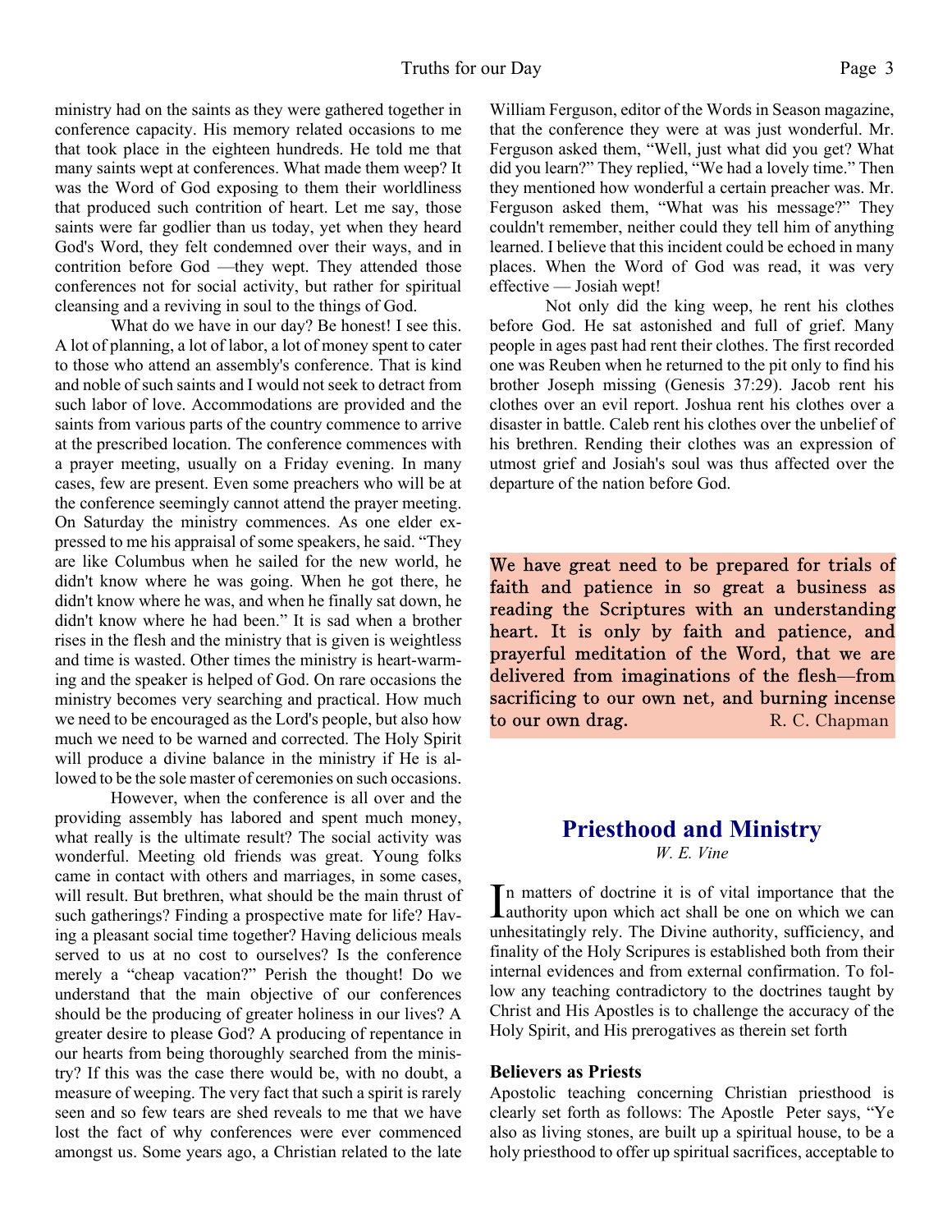ministry had on the saints as they were gathered together in conference capacity. His memory related occasions to me that took place in the eighteen hundreds. He told me that many saints wept at conferences. What made them weep? It was the Word of God exposing to them their worldliness that produced such contrition of heart. Let me say, those saints were far godlier than us today, yet when they heard God's Word, they felt condemned over their ways, and in contrition before God —they wept. They attended those conferences not for social activity, but rather for spiritual cleansing and a reviving in soul to the things of God.

What do we have in our day? Be honest! I see this. A lot of planning, a lot of labor, a lot of money spent to cater to those who attend an assembly's conference. That is kind and noble of such saints and I would not seek to detract from such labor of love. Accommodations are provided and the saints from various parts of the country commence to arrive at the prescribed location. The conference commences with a prayer meeting, usually on a Friday evening. In many cases, few are present. Even some preachers who will be at the conference seemingly cannot attend the prayer meeting. On Saturday the ministry commences. As one elder expressed to me his appraisal of some speakers, he said. "They are like Columbus when he sailed for the new world, he didn't know where he was going. When he got there, he didn't know where he was, and when he finally sat down, he didn't know where he had been." It is sad when a brother rises in the flesh and the ministry that is given is weightless and time is wasted. Other times the ministry is heart-warming and the speaker is helped of God. On rare occasions the ministry becomes very searching and practical. How much we need to be encouraged as the Lord's people, but also how much we need to be warned and corrected. The Holy Spirit will produce a divine balance in the ministry if He is allowed to be the sole master of ceremonies on such occasions.

However, when the conference is all over and the providing assembly has labored and spent much money, what really is the ultimate result? The social activity was wonderful. Meeting old friends was great. Young folks came in contact with others and marriages, in some cases, will result. But brethren, what should be the main thrust of such gatherings? Finding a prospective mate for life? Having a pleasant social time together? Having delicious meals served to us at no cost to ourselves? Is the conference merely a "cheap vacation?" Perish the thought! Do we understand that the main objective of our conferences should be the producing of greater holiness in our lives? A greater desire to please God? A producing of repentance in our hearts from being thoroughly searched from the ministry? If this was the case there would be, with no doubt, a measure of weeping. The very fact that such a spirit is rarely seen and so few tears are shed reveals to me that we have lost the fact of why conferences were ever commenced amongst us. Some years ago, a Christian related to the late William Ferguson, editor of the Words in Season magazine, that the conference they were at was just wonderful. Mr. Ferguson asked them, "Well, just what did you get? What did you learn?" They replied, "We had a lovely time." Then they mentioned how wonderful a certain preacher was. Mr. Ferguson asked them, "What was his message?" They couldn't remember, neither could they tell him of anything learned. I believe that this incident could be echoed in many places. When the Word of God was read, it was very effective — Josiah wept!

Not only did the king weep, he rent his clothes before God. He sat astonished and full of grief. Many people in ages past had rent their clothes. The first recorded one was Reuben when he returned to the pit only to find his brother Joseph missing (Genesis 37:29). Jacob rent his clothes over an evil report. Joshua rent his clothes over a disaster in battle. Caleb rent his clothes over the unbelief of his brethren. Rending their clothes was an expression of utmost grief and Josiah's soul was thus affected over the departure of the nation before God.

**We have great need to be prepared for trials of faith and patience in so great a business as reading the Scriptures with an understanding heart. It is only by faith and patience, and prayerful meditation of the Word, that we are delivered from imaginations of the flesh—from sacrificing to our own net, and burning incense to our own drag.** R. C. Chapman

## Priesthood and Ministry

*W. E. Vine*

In matters of doctrine it is of vital importance that the authority upon which act shall be one on which we can unhesitatingly rely. The Divine authority, sufficiency, and finality of the Holy Scripures is established both from their internal evidences and from external confirmation. To follow any teaching contradictory to the doctrines taught by Christ and His Apostles is to challenge the accuracy of the Holy Spirit, and His prerogatives as therein set forth

### Believers as Priests

Apostolic teaching concerning Christian priesthood is clearly set forth as follows: The Apostle Peter says, "Ye also as living stones, are built up a spiritual house, to be a holy priesthood to offer up spiritual sacrifices, acceptable to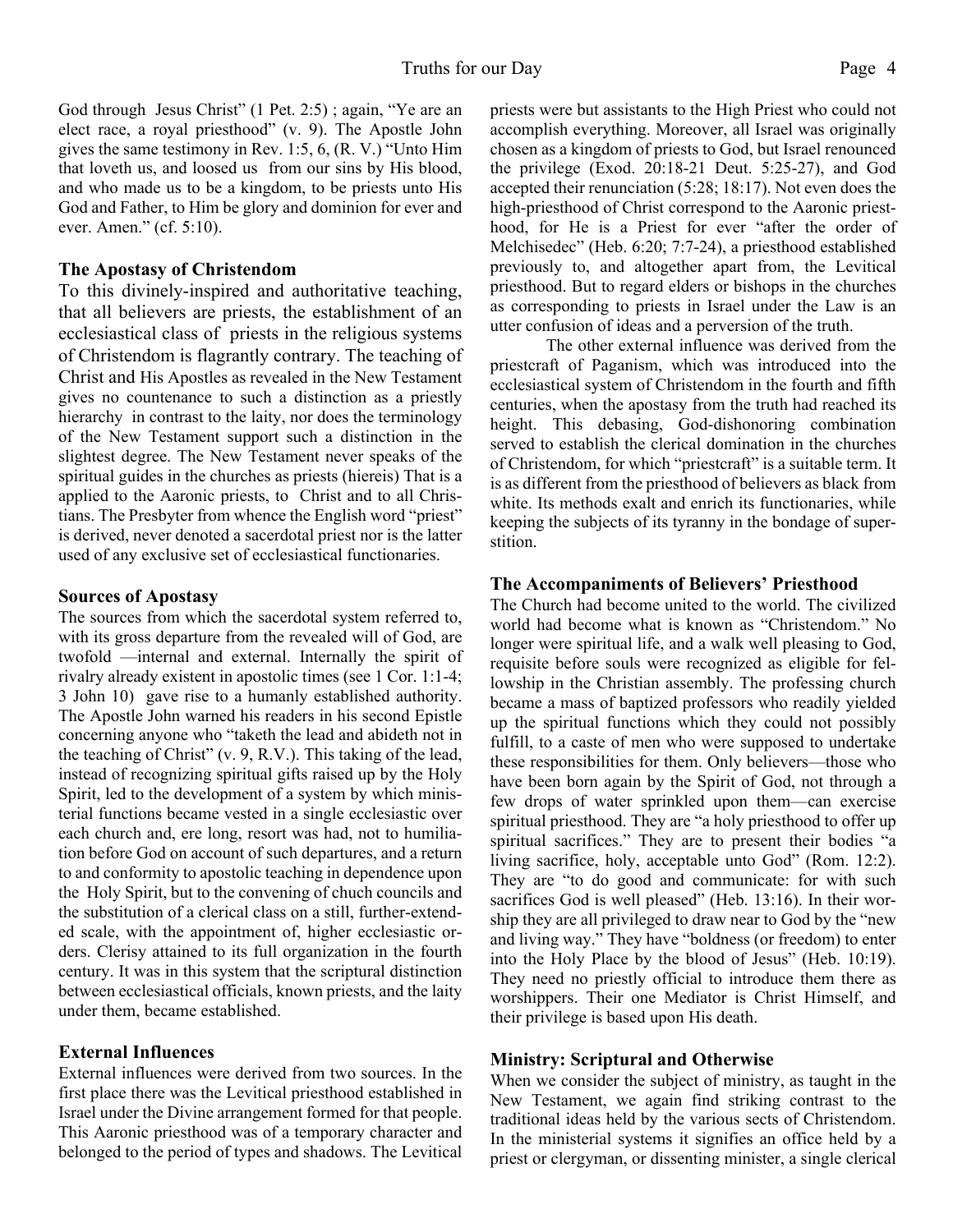God through Jesus Christ" (1 Pet. 2:5) ; again, "Ye are an elect race, a royal priesthood" (v. 9). The Apostle John gives the same testimony in Rev. 1:5, 6, (R. V.) "Unto Him that loveth us, and loosed us from our sins by His blood, and who made us to be a kingdom, to be priests unto His God and Father, to Him be glory and dominion for ever and ever. Amen." (cf. 5:10).

### The Apostasy of Christendom

To this divinely-inspired and authoritative teaching, that all believers are priests, the establishment of an ecclesiastical class of priests in the religious systems of Christendom is flagrantly contrary. The teaching of Christ and His Apostles as revealed in the New Testament gives no countenance to such a distinction as a priestly hierarchy in contrast to the laity, nor does the terminology of the New Testament support such a distinction in the slightest degree. The New Testament never speaks of the spiritual guides in the churches as priests (hiereis) That is a applied to the Aaronic priests, to Christ and to all Christians. The Presbyter from whence the English word "priest" is derived, never denoted a sacerdotal priest nor is the latter used of any exclusive set of ecclesiastical functionaries.

### Sources of Apostasy

The sources from which the sacerdotal system referred to, with its gross departure from the revealed will of God, are twofold —internal and external. Internally the spirit of rivalry already existent in apostolic times (see 1 Cor. 1:1-4; 3 John 10) gave rise to a humanly established authority. The Apostle John warned his readers in his second Epistle concerning anyone who "taketh the lead and abideth not in the teaching of Christ" (v. 9, R.V.). This taking of the lead, instead of recognizing spiritual gifts raised up by the Holy Spirit, led to the development of a system by which ministerial functions became vested in a single ecclesiastic over each church and, ere long, resort was had, not to humiliation before God on account of such departures, and a return to and conformity to apostolic teaching in dependence upon the Holy Spirit, but to the convening of chuch councils and the substitution of a clerical class on a still, further-extended scale, with the appointment of, higher ecclesiastic orders. Clerisy attained to its full organization in the fourth century. It was in this system that the scriptural distinction between ecclesiastical officials, known priests, and the laity under them, became established.

### External Influences

External influences were derived from two sources. In the first place there was the Levitical priesthood established in Israel under the Divine arrangement formed for that people. This Aaronic priesthood was of a temporary character and belonged to the period of types and shadows. The Levitical priests were but assistants to the High Priest who could not accomplish everything. Moreover, all Israel was originally chosen as a kingdom of priests to God, but Israel renounced the privilege (Exod. 20:18-21 Deut. 5:25-27), and God accepted their renunciation (5:28; 18:17). Not even does the high-priesthood of Christ correspond to the Aaronic priesthood, for He is a Priest for ever "after the order of Melchisedec" (Heb. 6:20; 7:7-24), a priesthood established previously to, and altogether apart from, the Levitical priesthood. But to regard elders or bishops in the churches as corresponding to priests in Israel under the Law is an utter confusion of ideas and a perversion of the truth.

The other external influence was derived from the priestcraft of Paganism, which was introduced into the ecclesiastical system of Christendom in the fourth and fifth centuries, when the apostasy from the truth had reached its height. This debasing, God-dishonoring combination served to establish the clerical domination in the churches of Christendom, for which "priestcraft" is a suitable term. It is as different from the priesthood of believers as black from white. Its methods exalt and enrich its functionaries, while keeping the subjects of its tyranny in the bondage of superstition.

### The Accompaniments of Believers' Priesthood

The Church had become united to the world. The civilized world had become what is known as "Christendom." No longer were spiritual life, and a walk well pleasing to God, requisite before souls were recognized as eligible for fellowship in the Christian assembly. The professing church became a mass of baptized professors who readily yielded up the spiritual functions which they could not possibly fulfill, to a caste of men who were supposed to undertake these responsibilities for them. Only believers—those who have been born again by the Spirit of God, not through a few drops of water sprinkled upon them—can exercise spiritual priesthood. They are "a holy priesthood to offer up spiritual sacrifices." They are to present their bodies "a living sacrifice, holy, acceptable unto God" (Rom. 12:2). They are "to do good and communicate: for with such sacrifices God is well pleased" (Heb. 13:16). In their worship they are all privileged to draw near to God by the "new and living way." They have "boldness (or freedom) to enter into the Holy Place by the blood of Jesus" (Heb. 10:19). They need no priestly official to introduce them there as worshippers. Their one Mediator is Christ Himself, and their privilege is based upon His death.

### Ministry: Scriptural and Otherwise

When we consider the subject of ministry, as taught in the New Testament, we again find striking contrast to the traditional ideas held by the various sects of Christendom. In the ministerial systems it signifies an office held by a priest or clergyman, or dissenting minister, a single clerical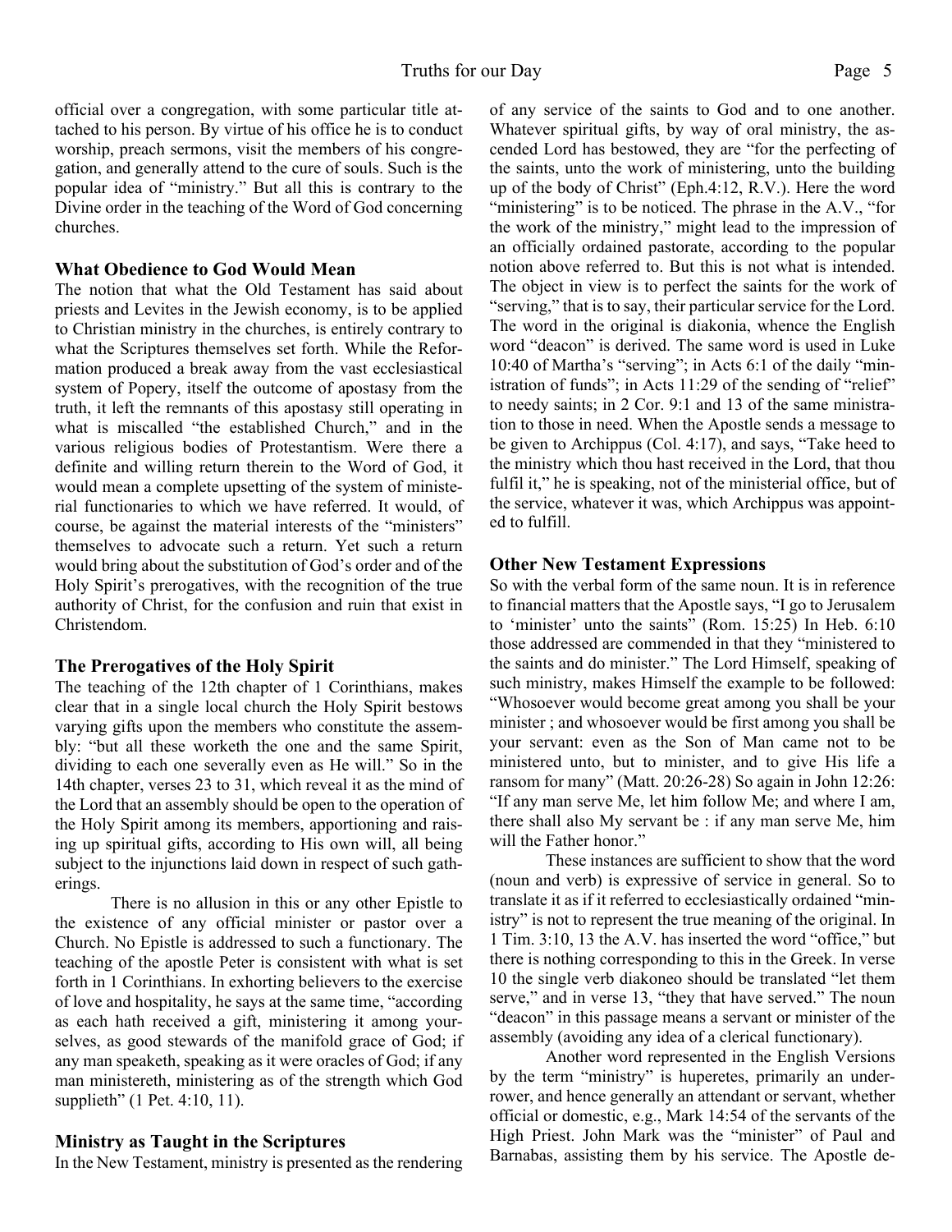official over a congregation, with some particular title attached to his person. By virtue of his office he is to conduct worship, preach sermons, visit the members of his congregation, and generally attend to the cure of souls. Such is the popular idea of "ministry." But all this is contrary to the Divine order in the teaching of the Word of God concerning churches.

### What Obedience to God Would Mean

The notion that what the Old Testament has said about priests and Levites in the Jewish economy, is to be applied to Christian ministry in the churches, is entirely contrary to what the Scriptures themselves set forth. While the Reformation produced a break away from the vast ecclesiastical system of Popery, itself the outcome of apostasy from the truth, it left the remnants of this apostasy still operating in what is miscalled "the established Church," and in the various religious bodies of Protestantism. Were there a definite and willing return therein to the Word of God, it would mean a complete upsetting of the system of ministerial functionaries to which we have referred. It would, of course, be against the material interests of the "ministers" themselves to advocate such a return. Yet such a return would bring about the substitution of God's order and of the Holy Spirit's prerogatives, with the recognition of the true authority of Christ, for the confusion and ruin that exist in Christendom.

### The Prerogatives of the Holy Spirit

The teaching of the 12th chapter of 1 Corinthians, makes clear that in a single local church the Holy Spirit bestows varying gifts upon the members who constitute the assembly: "but all these worketh the one and the same Spirit, dividing to each one severally even as He will." So in the 14th chapter, verses 23 to 31, which reveal it as the mind of the Lord that an assembly should be open to the operation of the Holy Spirit among its members, apportioning and raising up spiritual gifts, according to His own will, all being subject to the injunctions laid down in respect of such gatherings.

There is no allusion in this or any other Epistle to the existence of any official minister or pastor over a Church. No Epistle is addressed to such a functionary. The teaching of the apostle Peter is consistent with what is set forth in 1 Corinthians. In exhorting believers to the exercise of love and hospitality, he says at the same time, "according as each hath received a gift, ministering it among yourselves, as good stewards of the manifold grace of God; if any man speaketh, speaking as it were oracles of God; if any man ministereth, ministering as of the strength which God supplieth" (1 Pet. 4:10, 11).

### Ministry as Taught in the Scriptures

In the New Testament, ministry is presented as the rendering of any service of the saints to God and to one another. Whatever spiritual gifts, by way of oral ministry, the ascended Lord has bestowed, they are "for the perfecting of the saints, unto the work of ministering, unto the building up of the body of Christ" (Eph.4:12, R.V.). Here the word "ministering" is to be noticed. The phrase in the A.V., "for the work of the ministry," might lead to the impression of an officially ordained pastorate, according to the popular notion above referred to. But this is not what is intended. The object in view is to perfect the saints for the work of "serving," that is to say, their particular service for the Lord. The word in the original is diakonia, whence the English word "deacon" is derived. The same word is used in Luke 10:40 of Martha's "serving"; in Acts 6:1 of the daily "ministration of funds"; in Acts 11:29 of the sending of "relief" to needy saints; in 2 Cor. 9:1 and 13 of the same ministration to those in need. When the Apostle sends a message to be given to Archippus (Col. 4:17), and says, "Take heed to the ministry which thou hast received in the Lord, that thou fulfil it," he is speaking, not of the ministerial office, but of the service, whatever it was, which Archippus was appointed to fulfill.

### Other New Testament Expressions

So with the verbal form of the same noun. It is in reference to financial matters that the Apostle says, "I go to Jerusalem to 'minister' unto the saints" (Rom. 15:25) In Heb. 6:10 those addressed are commended in that they "ministered to the saints and do minister." The Lord Himself, speaking of such ministry, makes Himself the example to be followed: "Whosoever would become great among you shall be your minister ; and whosoever would be first among you shall be your servant: even as the Son of Man came not to be ministered unto, but to minister, and to give His life a ransom for many" (Matt. 20:26-28) So again in John 12:26: "If any man serve Me, let him follow Me; and where I am, there shall also My servant be : if any man serve Me, him will the Father honor."

These instances are sufficient to show that the word (noun and verb) is expressive of service in general. So to translate it as if it referred to ecclesiastically ordained "ministry" is not to represent the true meaning of the original. In 1 Tim. 3:10, 13 the A.V. has inserted the word "office," but there is nothing corresponding to this in the Greek. In verse 10 the single verb diakoneo should be translated "let them serve," and in verse 13, "they that have served." The noun "deacon" in this passage means a servant or minister of the assembly (avoiding any idea of a clerical functionary).

Another word represented in the English Versions by the term "ministry" is huperetes, primarily an under-rower, and hence generally an attendant or servant, whether official or domestic, e.g., Mark 14:54 of the servants of the High Priest. John Mark was the "minister" of Paul and Barnabas, assisting them by his service. The Apostle de-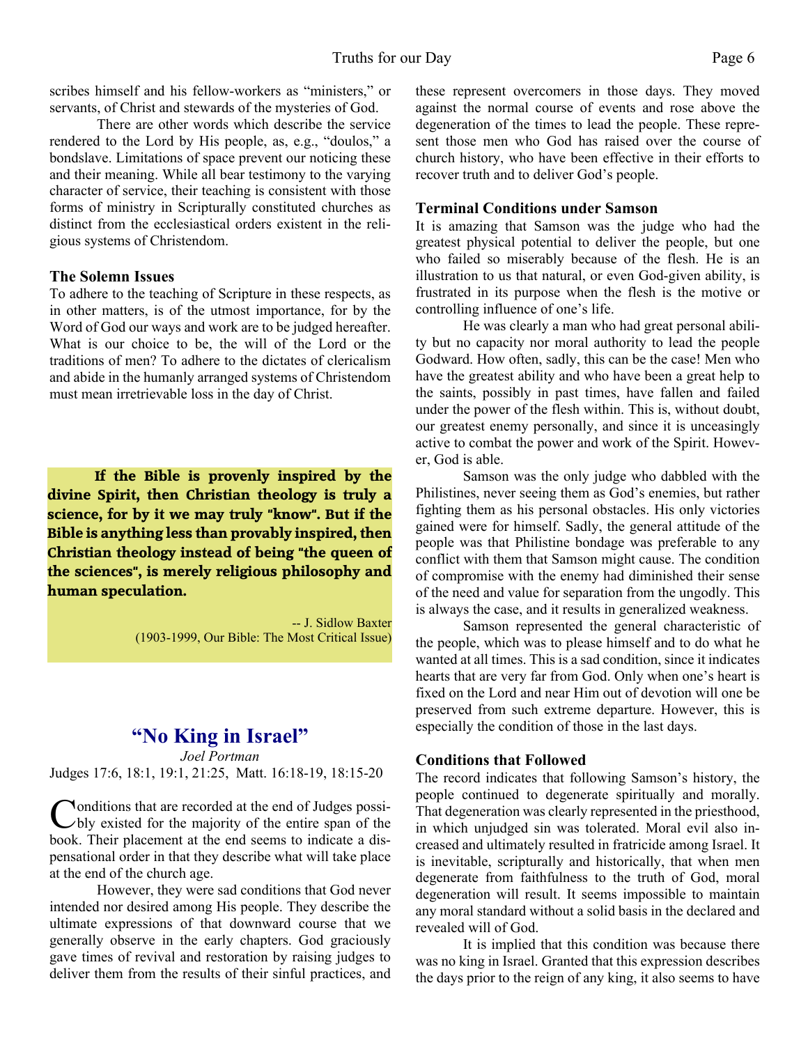scribes himself and his fellow-workers as "ministers," or servants, of Christ and stewards of the mysteries of God.

There are other words which describe the service rendered to the Lord by His people, as, e.g., "doulos," a bondslave. Limitations of space prevent our noticing these and their meaning. While all bear testimony to the varying character of service, their teaching is consistent with those forms of ministry in Scripturally constituted churches as distinct from the ecclesiastical orders existent in the religious systems of Christendom.

### The Solemn Issues

To adhere to the teaching of Scripture in these respects, as in other matters, is of the utmost importance, for by the Word of God our ways and work are to be judged hereafter. What is our choice to be, the will of the Lord or the traditions of men? To adhere to the dictates of clericalism and abide in the humanly arranged systems of Christendom must mean irretrievable loss in the day of Christ.

**If the Bible is provenly inspired by the divine Spirit, then Christian theology is truly a science, for by it we may truly "know". But if the Bible is anything less than provably inspired, then Christian theology instead of being "the queen of the sciences", is merely religious philosophy and human speculation.**

-- J. Sidlow Baxter
(1903-1999, Our Bible: The Most Critical Issue)

## "No King in Israel"

*Joel Portman*

Judges 17:6, 18:1, 19:1, 21:25, Matt. 16:18-19, 18:15-20

Conditions that are recorded at the end of Judges possibly existed for the majority of the entire span of the book. Their placement at the end seems to indicate a dispensational order in that they describe what will take place at the end of the church age.

However, they were sad conditions that God never intended nor desired among His people. They describe the ultimate expressions of that downward course that we generally observe in the early chapters. God graciously gave times of revival and restoration by raising judges to deliver them from the results of their sinful practices, and these represent overcomers in those days. They moved against the normal course of events and rose above the degeneration of the times to lead the people. These represent those men who God has raised over the course of church history, who have been effective in their efforts to recover truth and to deliver God's people.

### Terminal Conditions under Samson

It is amazing that Samson was the judge who had the greatest physical potential to deliver the people, but one who failed so miserably because of the flesh. He is an illustration to us that natural, or even God-given ability, is frustrated in its purpose when the flesh is the motive or controlling influence of one's life.

He was clearly a man who had great personal ability but no capacity nor moral authority to lead the people Godward. How often, sadly, this can be the case! Men who have the greatest ability and who have been a great help to the saints, possibly in past times, have fallen and failed under the power of the flesh within. This is, without doubt, our greatest enemy personally, and since it is unceasingly active to combat the power and work of the Spirit. However, God is able.

Samson was the only judge who dabbled with the Philistines, never seeing them as God's enemies, but rather fighting them as his personal obstacles. His only victories gained were for himself. Sadly, the general attitude of the people was that Philistine bondage was preferable to any conflict with them that Samson might cause. The condition of compromise with the enemy had diminished their sense of the need and value for separation from the ungodly. This is always the case, and it results in generalized weakness.

Samson represented the general characteristic of the people, which was to please himself and to do what he wanted at all times. This is a sad condition, since it indicates hearts that are very far from God. Only when one's heart is fixed on the Lord and near Him out of devotion will one be preserved from such extreme departure. However, this is especially the condition of those in the last days.

### Conditions that Followed

The record indicates that following Samson's history, the people continued to degenerate spiritually and morally. That degeneration was clearly represented in the priesthood, in which unjudged sin was tolerated. Moral evil also increased and ultimately resulted in fratricide among Israel. It is inevitable, scripturally and historically, that when men degenerate from faithfulness to the truth of God, moral degeneration will result. It seems impossible to maintain any moral standard without a solid basis in the declared and revealed will of God.

It is implied that this condition was because there was no king in Israel. Granted that this expression describes the days prior to the reign of any king, it also seems to have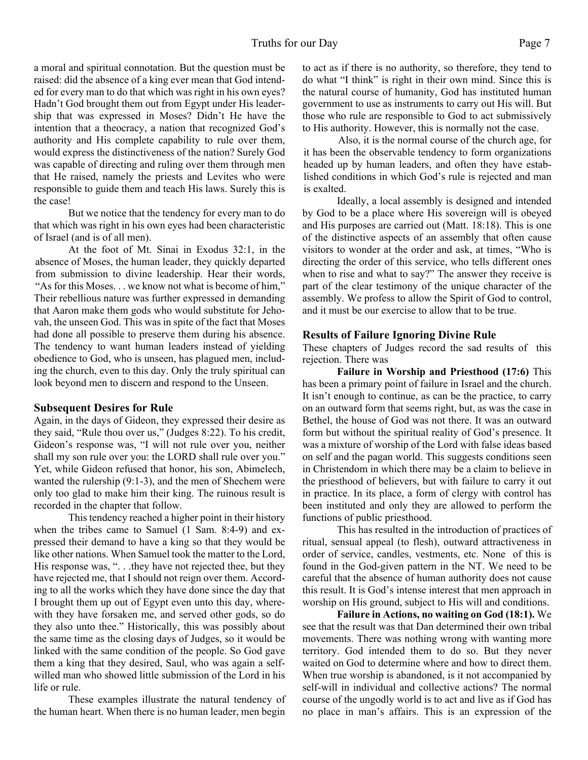a moral and spiritual connotation. But the question must be raised: did the absence of a king ever mean that God intended for every man to do that which was right in his own eyes? Hadn't God brought them out from Egypt under His leadership that was expressed in Moses? Didn't He have the intention that a theocracy, a nation that recognized God's authority and His complete capability to rule over them, would express the distinctiveness of the nation? Surely God was capable of directing and ruling over them through men that He raised, namely the priests and Levites who were responsible to guide them and teach His laws. Surely this is the case!

But we notice that the tendency for every man to do that which was right in his own eyes had been characteristic of Israel (and is of all men).

At the foot of Mt. Sinai in Exodus 32:1, in the absence of Moses, the human leader, they quickly departed from submission to divine leadership. Hear their words, "As for this Moses. . . we know not what is become of him," Their rebellious nature was further expressed in demanding that Aaron make them gods who would substitute for Jehovah, the unseen God. This was in spite of the fact that Moses had done all possible to preserve them during his absence. The tendency to want human leaders instead of yielding obedience to God, who is unseen, has plagued men, including the church, even to this day. Only the truly spiritual can look beyond men to discern and respond to the Unseen.

### Subsequent Desires for Rule

Again, in the days of Gideon, they expressed their desire as they said, "Rule thou over us," (Judges 8:22). To his credit, Gideon's response was, "I will not rule over you, neither shall my son rule over you: the LORD shall rule over you." Yet, while Gideon refused that honor, his son, Abimelech, wanted the rulership (9:1-3), and the men of Shechem were only too glad to make him their king. The ruinous result is recorded in the chapter that follow.

This tendency reached a higher point in their history when the tribes came to Samuel (1 Sam. 8:4-9) and expressed their demand to have a king so that they would be like other nations. When Samuel took the matter to the Lord, His response was, ". . .they have not rejected thee, but they have rejected me, that I should not reign over them. According to all the works which they have done since the day that I brought them up out of Egypt even unto this day, wherewith they have forsaken me, and served other gods, so do they also unto thee." Historically, this was possibly about the same time as the closing days of Judges, so it would be linked with the same condition of the people. So God gave them a king that they desired, Saul, who was again a self-willed man who showed little submission of the Lord in his life or rule.

These examples illustrate the natural tendency of the human heart. When there is no human leader, men begin to act as if there is no authority, so therefore, they tend to do what "I think" is right in their own mind. Since this is the natural course of humanity, God has instituted human government to use as instruments to carry out His will. But those who rule are responsible to God to act submissively to His authority. However, this is normally not the case.

Also, it is the normal course of the church age, for it has been the observable tendency to form organizations headed up by human leaders, and often they have established conditions in which God's rule is rejected and man is exalted.

Ideally, a local assembly is designed and intended by God to be a place where His sovereign will is obeyed and His purposes are carried out (Matt. 18:18). This is one of the distinctive aspects of an assembly that often cause visitors to wonder at the order and ask, at times, "Who is directing the order of this service, who tells different ones when to rise and what to say?" The answer they receive is part of the clear testimony of the unique character of the assembly. We profess to allow the Spirit of God to control, and it must be our exercise to allow that to be true.

### Results of Failure Ignoring Divine Rule

These chapters of Judges record the sad results of this rejection. There was

**Failure in Worship and Priesthood (17:6)** This has been a primary point of failure in Israel and the church. It isn't enough to continue, as can be the practice, to carry on an outward form that seems right, but, as was the case in Bethel, the house of God was not there. It was an outward form but without the spiritual reality of God's presence. It was a mixture of worship of the Lord with false ideas based on self and the pagan world. This suggests conditions seen in Christendom in which there may be a claim to believe in the priesthood of believers, but with failure to carry it out in practice. In its place, a form of clergy with control has been instituted and only they are allowed to perform the functions of public priesthood.

This has resulted in the introduction of practices of ritual, sensual appeal (to flesh), outward attractiveness in order of service, candles, vestments, etc. None of this is found in the God-given pattern in the NT. We need to be careful that the absence of human authority does not cause this result. It is God's intense interest that men approach in worship on His ground, subject to His will and conditions.

**Failure in Actions, no waiting on God (18:1).** We see that the result was that Dan determined their own tribal movements. There was nothing wrong with wanting more territory. God intended them to do so. But they never waited on God to determine where and how to direct them. When true worship is abandoned, is it not accompanied by self-will in individual and collective actions? The normal course of the ungodly world is to act and live as if God has no place in man's affairs. This is an expression of the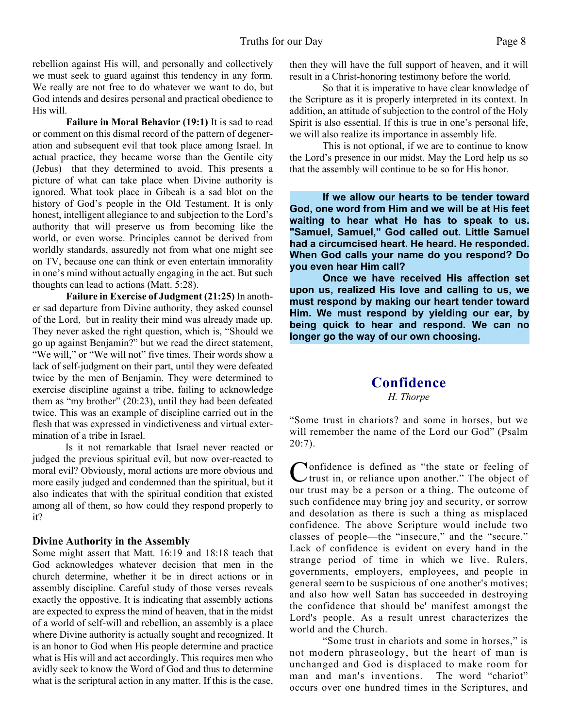rebellion against His will, and personally and collectively we must seek to guard against this tendency in any form. We really are not free to do whatever we want to do, but God intends and desires personal and practical obedience to His will.

**Failure in Moral Behavior (19:1)** It is sad to read or comment on this dismal record of the pattern of degeneration and subsequent evil that took place among Israel. In actual practice, they became worse than the Gentile city (Jebus) that they determined to avoid. This presents a picture of what can take place when Divine authority is ignored. What took place in Gibeah is a sad blot on the history of God's people in the Old Testament. It is only honest, intelligent allegiance to and subjection to the Lord's authority that will preserve us from becoming like the world, or even worse. Principles cannot be derived from worldly standards, assuredly not from what one might see on TV, because one can think or even entertain immorality in one's mind without actually engaging in the act. But such thoughts can lead to actions (Matt. 5:28).

**Failure in Exercise of Judgment (21:25)** In another sad departure from Divine authority, they asked counsel of the Lord, but in reality their mind was already made up. They never asked the right question, which is, "Should we go up against Benjamin?" but we read the direct statement, "We will," or "We will not" five times. Their words show a lack of self-judgment on their part, until they were defeated twice by the men of Benjamin. They were determined to exercise discipline against a tribe, failing to acknowledge them as "my brother" (20:23), until they had been defeated twice. This was an example of discipline carried out in the flesh that was expressed in vindictiveness and virtual extermination of a tribe in Israel.

Is it not remarkable that Israel never reacted or judged the previous spiritual evil, but now over-reacted to moral evil? Obviously, moral actions are more obvious and more easily judged and condemned than the spiritual, but it also indicates that with the spiritual condition that existed among all of them, so how could they respond properly to it?

### Divine Authority in the Assembly

Some might assert that Matt. 16:19 and 18:18 teach that God acknowledges whatever decision that men in the church determine, whether it be in direct actions or in assembly discipline. Careful study of those verses reveals exactly the oppostive. It is indicating that assembly actions are expected to express the mind of heaven, that in the midst of a world of self-will and rebellion, an assembly is a place where Divine authority is actually sought and recognized. It is an honor to God when His people determine and practice what is His will and act accordingly. This requires men who avidly seek to know the Word of God and thus to determine what is the scriptural action in any matter. If this is the case, then they will have the full support of heaven, and it will result in a Christ-honoring testimony before the world.

So that it is imperative to have clear knowledge of the Scripture as it is properly interpreted in its context. In addition, an attitude of subjection to the control of the Holy Spirit is also essential. If this is true in one's personal life, we will also realize its importance in assembly life.

This is not optional, if we are to continue to know the Lord's presence in our midst. May the Lord help us so that the assembly will continue to be so for His honor.

**If we allow our hearts to be tender toward God, one word from Him and we will be at His feet waiting to hear what He has to speak to us. "Samuel, Samuel," God called out. Little Samuel had a circumcised heart. He heard. He responded. When God calls your name do you respond? Do you even hear Him call?**

**Once we have received His affection set upon us, realized His love and calling to us, we must respond by making our heart tender toward Him. We must respond by yielding our ear, by being quick to hear and respond. We can no longer go the way of our own choosing.**

## Confidence

*H. Thorpe*

"Some trust in chariots? and some in horses, but we will remember the name of the Lord our God" (Psalm 20:7).

Confidence is defined as "the state or feeling of trust in, or reliance upon another." The object of our trust may be a person or a thing. The outcome of such confidence may bring joy and security, or sorrow and desolation as there is such a thing as misplaced confidence. The above Scripture would include two classes of people—the "insecure," and the "secure." Lack of confidence is evident on every hand in the strange period of time in which we live. Rulers, governments, employers, employees, and people in general seem to be suspicious of one another's motives; and also how well Satan has succeeded in destroying the confidence that should be' manifest amongst the Lord's people. As a result unrest characterizes the world and the Church.

"Some trust in chariots and some in horses," is not modern phraseology, but the heart of man is unchanged and God is displaced to make room for man and man's inventions. The word "chariot" occurs over one hundred times in the Scriptures, and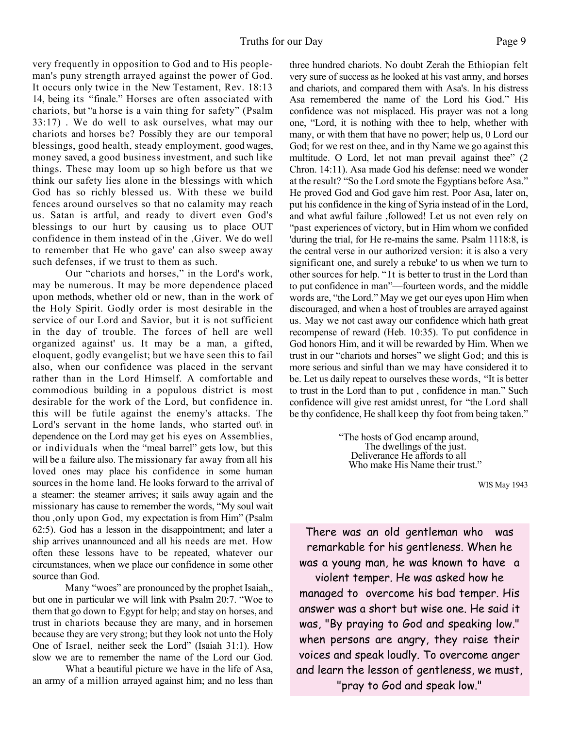very frequently in opposition to God and to His people-man's puny strength arrayed against the power of God. It occurs only twice in the New Testament, Rev. 18:13 14, being its "finale." Horses are often associated with chariots, but "a horse is a vain thing for safety" (Psalm 33:17) . We do well to ask ourselves, what may our chariots and horses be? Possibly they are our temporal blessings, good health, steady employment, good wages, money saved, a good business investment, and such like things. These may loom up so high before us that we think our safety lies alone in the blessings with which God has so richly blessed us. With these we build fences around ourselves so that no calamity may reach us. Satan is artful, and ready to divert even God's blessings to our hurt by causing us to place OUT confidence in them instead of in the ,Giver. We do well to remember that He who gave' can also sweep away such defenses, if we trust to them as such.

Our "chariots and horses," in the Lord's work, may be numerous. It may be more dependence placed upon methods, whether old or new, than in the work of the Holy Spirit. Godly order is most desirable in the service of our Lord and Savior, but it is not sufficient in the day of trouble. The forces of hell are well organized against' us. It may be a man, a gifted, eloquent, godly evangelist; but we have seen this to fail also, when our confidence was placed in the servant rather than in the Lord Himself. A comfortable and commodious building in a populous district is most desirable for the work of the Lord, but confidence in. this will be futile against the enemy's attacks. The Lord's servant in the home lands, who started out\ in dependence on the Lord may get his eyes on Assemblies, or individuals when the "meal barrel" gets low, but this will be a failure also. The missionary far away from all his loved ones may place his confidence in some human sources in the home land. He looks forward to the arrival of a steamer: the steamer arrives; it sails away again and the missionary has cause to remember the words, "My soul wait thou ,only upon God, my expectation is from Him" (Psalm 62:5). God has a lesson in the disappointment; and later a ship arrives unannounced and all his needs are met. How often these lessons have to be repeated, whatever our circumstances, when we place our confidence in some other source than God.

Many "woes" are pronounced by the prophet Isaiah,, but one in particular we will link with Psalm 20:7. "Woe to them that go down to Egypt for help; and stay on horses, and trust in chariots because they are many, and in horsemen because they are very strong; but they look not unto the Holy One of Israel, neither seek the Lord" (Isaiah 31:1). How slow we are to remember the name of the Lord our God.

What a beautiful picture we have in the life of Asa, an army of a million arrayed against him; and no less than three hundred chariots. No doubt Zerah the Ethiopian felt very sure of success as he looked at his vast army, and horses and chariots, and compared them with Asa's. In his distress Asa remembered the name of the Lord his God." His confidence was not misplaced. His prayer was not a long one, "Lord, it is nothing with thee to help, whether with many, or with them that have no power; help us, 0 Lord our God; for we rest on thee, and in thy Name we go against this multitude. O Lord, let not man prevail against thee" (2 Chron. 14:11). Asa made God his defense: need we wonder at the result? "So the Lord smote the Egyptians before Asa." He proved God and God gave him rest. Poor Asa, later on, put his confidence in the king of Syria instead of in the Lord, and what awful failure ,followed! Let us not even rely on "past experiences of victory, but in Him whom we confided 'during the trial, for He re-mains the same. Psalm 1118:8, is the central verse in our authorized version: it is also a very significant one, and surely a rebuke' to us when we turn to other sources for help. "It is better to trust in the Lord than to put confidence in man"—fourteen words, and the middle words are, "the Lord." May we get our eyes upon Him when discouraged, and when a host of troubles are arrayed against us. May we not cast away our confidence which hath great recompense of reward (Heb. 10:35). To put confidence in God honors Him, and it will be rewarded by Him. When we trust in our "chariots and horses" we slight God; and this is more serious and sinful than we may have considered it to be. Let us daily repeat to ourselves these words, "It is better to trust in the Lord than to put , confidence in man." Such confidence will give rest amidst unrest, for "the Lord shall be thy confidence, He shall keep thy foot from being taken."

"The hosts of God encamp around,  
The dwellings of the just.  
Deliverance He affords to all  
Who make His Name their trust."

WIS May 1943

There was an old gentleman who was remarkable for his gentleness. When he was a young man, he was known to have a violent temper. He was asked how he managed to overcome his bad temper. His answer was a short but wise one. He said it was, "By praying to God and speaking low." when persons are angry, they raise their voices and speak loudly. To overcome anger and learn the lesson of gentleness, we must, "pray to God and speak low."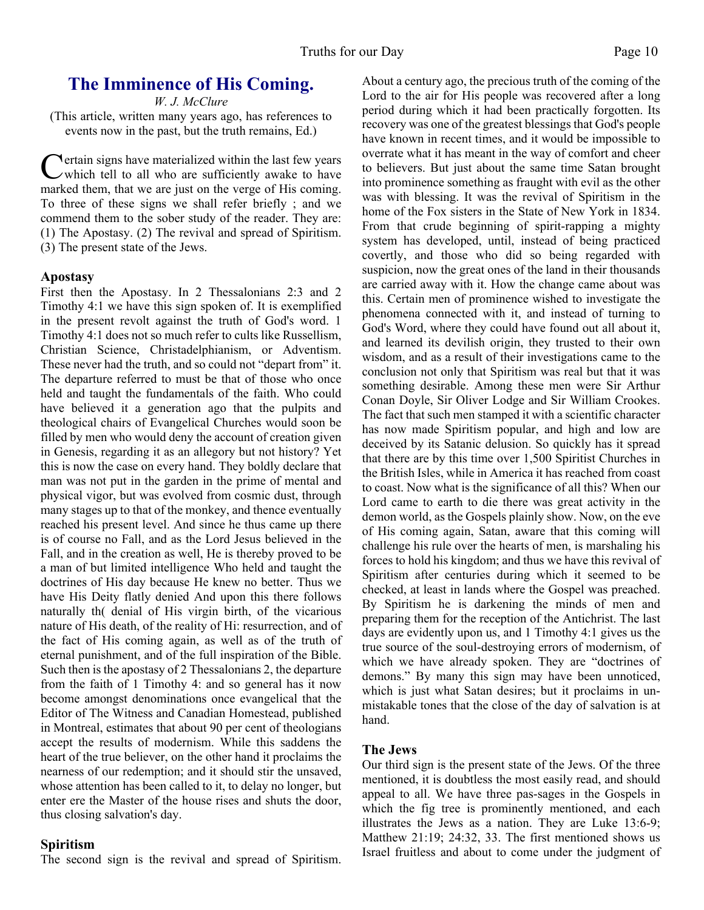# The Imminence of His Coming.

*W. J. McClure*

(This article, written many years ago, has references to events now in the past, but the truth remains, Ed.)

Certain signs have materialized within the last few years which tell to all who are sufficiently awake to have marked them, that we are just on the verge of His coming. To three of these signs we shall refer briefly ; and we commend them to the sober study of the reader. They are: (1) The Apostasy. (2) The revival and spread of Spiritism. (3) The present state of the Jews.

### Apostasy

First then the Apostasy. In 2 Thessalonians 2:3 and 2 Timothy 4:1 we have this sign spoken of. It is exemplified in the present revolt against the truth of God's word. 1 Timothy 4:1 does not so much refer to cults like Russellism, Christian Science, Christadelphianism, or Adventism. These never had the truth, and so could not "depart from" it. The departure referred to must be that of those who once held and taught the fundamentals of the faith. Who could have believed it a generation ago that the pulpits and theological chairs of Evangelical Churches would soon be filled by men who would deny the account of creation given in Genesis, regarding it as an allegory but not history? Yet this is now the case on every hand. They boldly declare that man was not put in the garden in the prime of mental and physical vigor, but was evolved from cosmic dust, through many stages up to that of the monkey, and thence eventually reached his present level. And since he thus came up there is of course no Fall, and as the Lord Jesus believed in the Fall, and in the creation as well, He is thereby proved to be a man of but limited intelligence Who held and taught the doctrines of His day because He knew no better. Thus we have His Deity flatly denied And upon this there follows naturally th( denial of His virgin birth, of the vicarious nature of His death, of the reality of Hi: resurrection, and of the fact of His coming again, as well as of the truth of eternal punishment, and of the full inspiration of the Bible. Such then is the apostasy of 2 Thessalonians 2, the departure from the faith of 1 Timothy 4: and so general has it now become amongst denominations once evangelical that the Editor of The Witness and Canadian Homestead, published in Montreal, estimates that about 90 per cent of theologians accept the results of modernism. While this saddens the heart of the true believer, on the other hand it proclaims the nearness of our redemption; and it should stir the unsaved, whose attention has been called to it, to delay no longer, but enter ere the Master of the house rises and shuts the door, thus closing salvation's day.

### Spiritism

The second sign is the revival and spread of Spiritism. About a century ago, the precious truth of the coming of the Lord to the air for His people was recovered after a long period during which it had been practically forgotten. Its recovery was one of the greatest blessings that God's people have known in recent times, and it would be impossible to overrate what it has meant in the way of comfort and cheer to believers. But just about the same time Satan brought into prominence something as fraught with evil as the other was with blessing. It was the revival of Spiritism in the home of the Fox sisters in the State of New York in 1834. From that crude beginning of spirit-rapping a mighty system has developed, until, instead of being practiced covertly, and those who did so being regarded with suspicion, now the great ones of the land in their thousands are carried away with it. How the change came about was this. Certain men of prominence wished to investigate the phenomena connected with it, and instead of turning to God's Word, where they could have found out all about it, and learned its devilish origin, they trusted to their own wisdom, and as a result of their investigations came to the conclusion not only that Spiritism was real but that it was something desirable. Among these men were Sir Arthur Conan Doyle, Sir Oliver Lodge and Sir William Crookes. The fact that such men stamped it with a scientific character has now made Spiritism popular, and high and low are deceived by its Satanic delusion. So quickly has it spread that there are by this time over 1,500 Spiritist Churches in the British Isles, while in America it has reached from coast to coast. Now what is the significance of all this? When our Lord came to earth to die there was great activity in the demon world, as the Gospels plainly show. Now, on the eve of His coming again, Satan, aware that this coming will challenge his rule over the hearts of men, is marshaling his forces to hold his kingdom; and thus we have this revival of Spiritism after centuries during which it seemed to be checked, at least in lands where the Gospel was preached. By Spiritism he is darkening the minds of men and preparing them for the reception of the Antichrist. The last days are evidently upon us, and 1 Timothy 4:1 gives us the true source of the soul-destroying errors of modernism, of which we have already spoken. They are "doctrines of demons." By many this sign may have been unnoticed, which is just what Satan desires; but it proclaims in unmistakable tones that the close of the day of salvation is at hand.

### The Jews

Our third sign is the present state of the Jews. Of the three mentioned, it is doubtless the most easily read, and should appeal to all. We have three pas-sages in the Gospels in which the fig tree is prominently mentioned, and each illustrates the Jews as a nation. They are Luke 13:6-9; Matthew 21:19; 24:32, 33. The first mentioned shows us Israel fruitless and about to come under the judgment of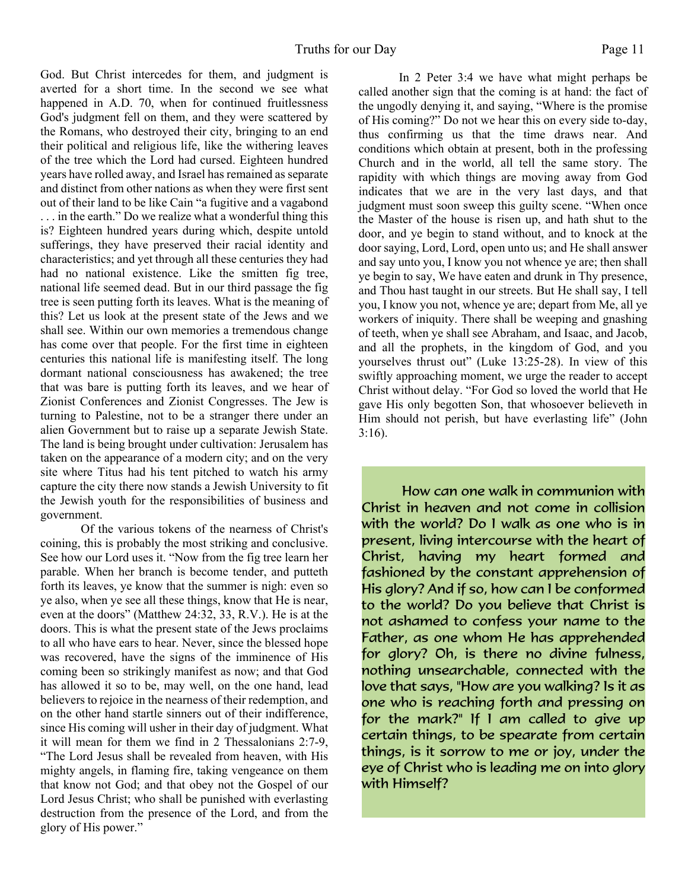God. But Christ intercedes for them, and judgment is averted for a short time. In the second we see what happened in A.D. 70, when for continued fruitlessness God's judgment fell on them, and they were scattered by the Romans, who destroyed their city, bringing to an end their political and religious life, like the withering leaves of the tree which the Lord had cursed. Eighteen hundred years have rolled away, and Israel has remained as separate and distinct from other nations as when they were first sent out of their land to be like Cain "a fugitive and a vagabond . . . in the earth." Do we realize what a wonderful thing this is? Eighteen hundred years during which, despite untold sufferings, they have preserved their racial identity and characteristics; and yet through all these centuries they had had no national existence. Like the smitten fig tree, national life seemed dead. But in our third passage the fig tree is seen putting forth its leaves. What is the meaning of this? Let us look at the present state of the Jews and we shall see. Within our own memories a tremendous change has come over that people. For the first time in eighteen centuries this national life is manifesting itself. The long dormant national consciousness has awakened; the tree that was bare is putting forth its leaves, and we hear of Zionist Conferences and Zionist Congresses. The Jew is turning to Palestine, not to be a stranger there under an alien Government but to raise up a separate Jewish State. The land is being brought under cultivation: Jerusalem has taken on the appearance of a modern city; and on the very site where Titus had his tent pitched to watch his army capture the city there now stands a Jewish University to fit the Jewish youth for the responsibilities of business and government.

Of the various tokens of the nearness of Christ's coining, this is probably the most striking and conclusive. See how our Lord uses it. "Now from the fig tree learn her parable. When her branch is become tender, and putteth forth its leaves, ye know that the summer is nigh: even so ye also, when ye see all these things, know that He is near, even at the doors" (Matthew 24:32, 33, R.V.). He is at the doors. This is what the present state of the Jews proclaims to all who have ears to hear. Never, since the blessed hope was recovered, have the signs of the imminence of His coming been so strikingly manifest as now; and that God has allowed it so to be, may well, on the one hand, lead believers to rejoice in the nearness of their redemption, and on the other hand startle sinners out of their indifference, since His coming will usher in their day of judgment. What it will mean for them we find in 2 Thessalonians 2:7-9, "The Lord Jesus shall be revealed from heaven, with His mighty angels, in flaming fire, taking vengeance on them that know not God; and that obey not the Gospel of our Lord Jesus Christ; who shall be punished with everlasting destruction from the presence of the Lord, and from the glory of His power."

In 2 Peter 3:4 we have what might perhaps be called another sign that the coming is at hand: the fact of the ungodly denying it, and saying, "Where is the promise of His coming?" Do not we hear this on every side to-day, thus confirming us that the time draws near. And conditions which obtain at present, both in the professing Church and in the world, all tell the same story. The rapidity with which things are moving away from God indicates that we are in the very last days, and that judgment must soon sweep this guilty scene. "When once the Master of the house is risen up, and hath shut to the door, and ye begin to stand without, and to knock at the door saying, Lord, Lord, open unto us; and He shall answer and say unto you, I know you not whence ye are; then shall ye begin to say, We have eaten and drunk in Thy presence, and Thou hast taught in our streets. But He shall say, I tell you, I know you not, whence ye are; depart from Me, all ye workers of iniquity. There shall be weeping and gnashing of teeth, when ye shall see Abraham, and Isaac, and Jacob, and all the prophets, in the kingdom of God, and you yourselves thrust out" (Luke 13:25-28). In view of this swiftly approaching moment, we urge the reader to accept Christ without delay. "For God so loved the world that He gave His only begotten Son, that whosoever believeth in Him should not perish, but have everlasting life" (John 3:16).

How can one walk in communion with Christ in heaven and not come in collision with the world? Do I walk as one who is in present, living intercourse with the heart of Christ, having my heart formed and fashioned by the constant apprehension of His glory? And if so, how can I be conformed to the world? Do you believe that Christ is not ashamed to confess your name to the Father, as one whom He has apprehended for glory? Oh, is there no divine fulness, nothing unsearchable, connected with the love that says, "How are you walking? Is it as one who is reaching forth and pressing on for the mark?" If I am called to give up certain things, to be spearate from certain things, is it sorrow to me or joy, under the eye of Christ who is leading me on into glory with Himself?